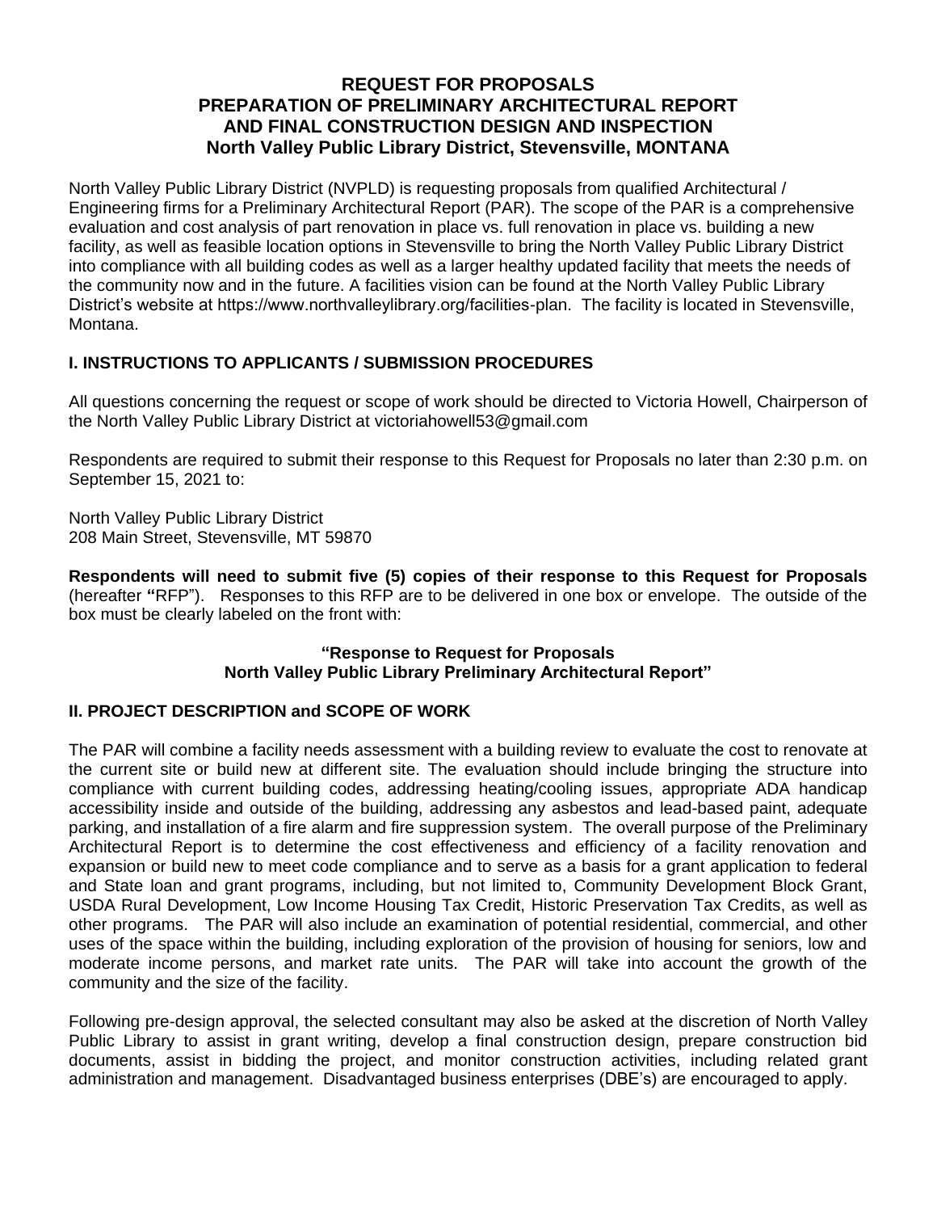# REQUEST FOR PROPOSALS
# PREPARATION OF PRELIMINARY ARCHITECTURAL REPORT AND FINAL CONSTRUCTION DESIGN AND INSPECTION
# North Valley Public Library District, Stevensville, MONTANA

North Valley Public Library District (NVPLD) is requesting proposals from qualified Architectural / Engineering firms for a Preliminary Architectural Report (PAR). The scope of the PAR is a comprehensive evaluation and cost analysis of part renovation in place vs. full renovation in place vs. building a new facility, as well as feasible location options in Stevensville to bring the North Valley Public Library District into compliance with all building codes as well as a larger healthy updated facility that meets the needs of the community now and in the future. A facilities vision can be found at the North Valley Public Library District's website at https://www.northvalleylibrary.org/facilities-plan. The facility is located in Stevensville, Montana.

## I. INSTRUCTIONS TO APPLICANTS / SUBMISSION PROCEDURES

All questions concerning the request or scope of work should be directed to Victoria Howell, Chairperson of the North Valley Public Library District at victoriahowell53@gmail.com

Respondents are required to submit their response to this Request for Proposals no later than 2:30 p.m. on September 15, 2021 to:

North Valley Public Library District
208 Main Street, Stevensville, MT 59870

**Respondents will need to submit five (5) copies of their response to this Request for Proposals** (hereafter **"**RFP"). Responses to this RFP are to be delivered in one box or envelope. The outside of the box must be clearly labeled on the front with:

**"Response to Request for Proposals**
**North Valley Public Library Preliminary Architectural Report"**

## II. PROJECT DESCRIPTION and SCOPE OF WORK

The PAR will combine a facility needs assessment with a building review to evaluate the cost to renovate at the current site or build new at different site. The evaluation should include bringing the structure into compliance with current building codes, addressing heating/cooling issues, appropriate ADA handicap accessibility inside and outside of the building, addressing any asbestos and lead-based paint, adequate parking, and installation of a fire alarm and fire suppression system. The overall purpose of the Preliminary Architectural Report is to determine the cost effectiveness and efficiency of a facility renovation and expansion or build new to meet code compliance and to serve as a basis for a grant application to federal and State loan and grant programs, including, but not limited to, Community Development Block Grant, USDA Rural Development, Low Income Housing Tax Credit, Historic Preservation Tax Credits, as well as other programs. The PAR will also include an examination of potential residential, commercial, and other uses of the space within the building, including exploration of the provision of housing for seniors, low and moderate income persons, and market rate units. The PAR will take into account the growth of the community and the size of the facility.

Following pre-design approval, the selected consultant may also be asked at the discretion of North Valley Public Library to assist in grant writing, develop a final construction design, prepare construction bid documents, assist in bidding the project, and monitor construction activities, including related grant administration and management. Disadvantaged business enterprises (DBE's) are encouraged to apply.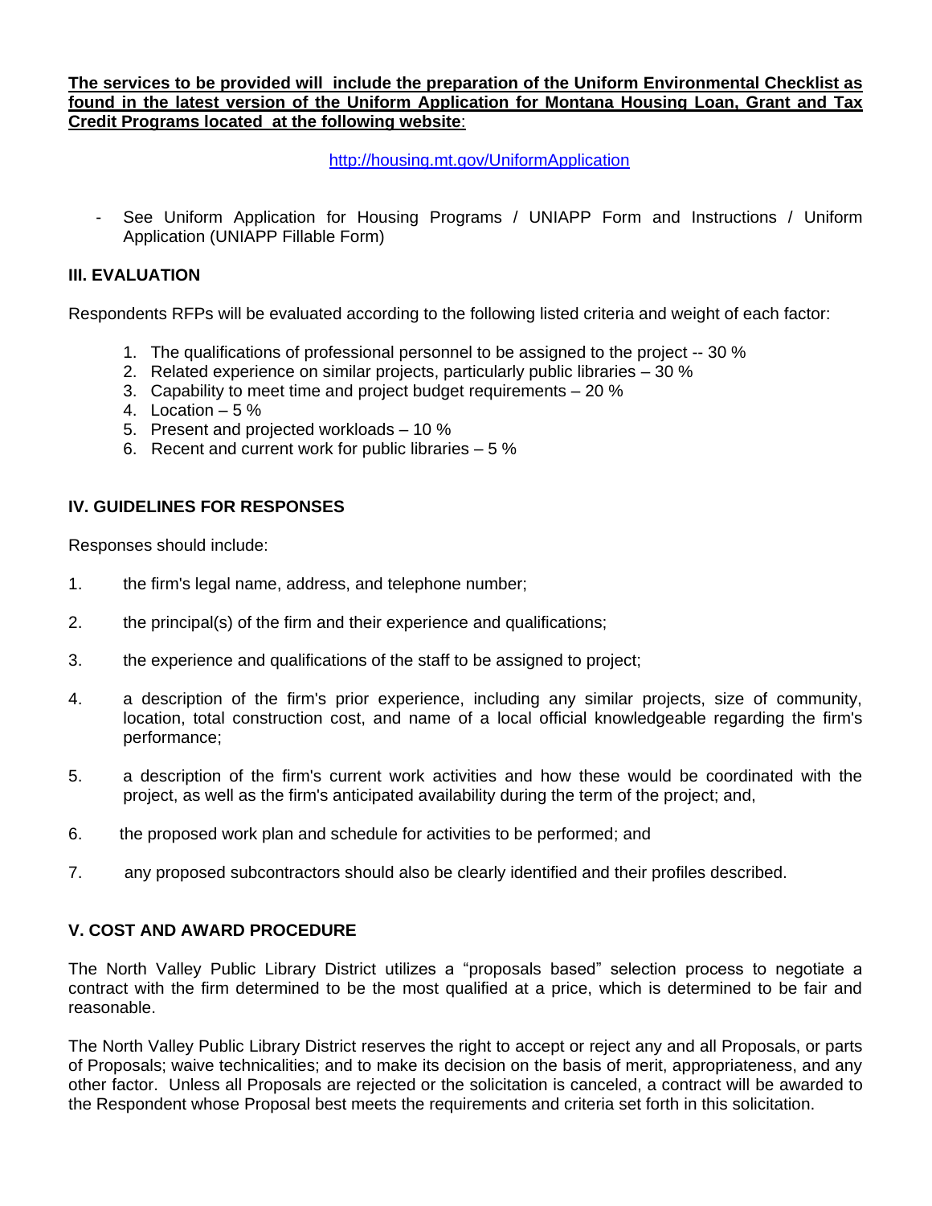**The services to be provided will include the preparation of the Uniform Environmental Checklist as found in the latest version of the Uniform Application for Montana Housing Loan, Grant and Tax Credit Programs located at the following website**:

http://housing.mt.gov/UniformApplication

- See Uniform Application for Housing Programs / UNIAPP Form and Instructions / Uniform Application (UNIAPP Fillable Form)

### III. EVALUATION

Respondents RFPs will be evaluated according to the following listed criteria and weight of each factor:

1. The qualifications of professional personnel to be assigned to the project -- 30 %
2. Related experience on similar projects, particularly public libraries – 30 %
3. Capability to meet time and project budget requirements – 20 %
4. Location – 5 %
5. Present and projected workloads – 10 %
6. Recent and current work for public libraries – 5 %

### IV. GUIDELINES FOR RESPONSES

Responses should include:

1. the firm's legal name, address, and telephone number;
2. the principal(s) of the firm and their experience and qualifications;
3. the experience and qualifications of the staff to be assigned to project;
4. a description of the firm's prior experience, including any similar projects, size of community, location, total construction cost, and name of a local official knowledgeable regarding the firm's performance;
5. a description of the firm's current work activities and how these would be coordinated with the project, as well as the firm's anticipated availability during the term of the project; and,
6. the proposed work plan and schedule for activities to be performed; and
7. any proposed subcontractors should also be clearly identified and their profiles described.

### V. COST AND AWARD PROCEDURE

The North Valley Public Library District utilizes a "proposals based" selection process to negotiate a contract with the firm determined to be the most qualified at a price, which is determined to be fair and reasonable.

The North Valley Public Library District reserves the right to accept or reject any and all Proposals, or parts of Proposals; waive technicalities; and to make its decision on the basis of merit, appropriateness, and any other factor. Unless all Proposals are rejected or the solicitation is canceled, a contract will be awarded to the Respondent whose Proposal best meets the requirements and criteria set forth in this solicitation.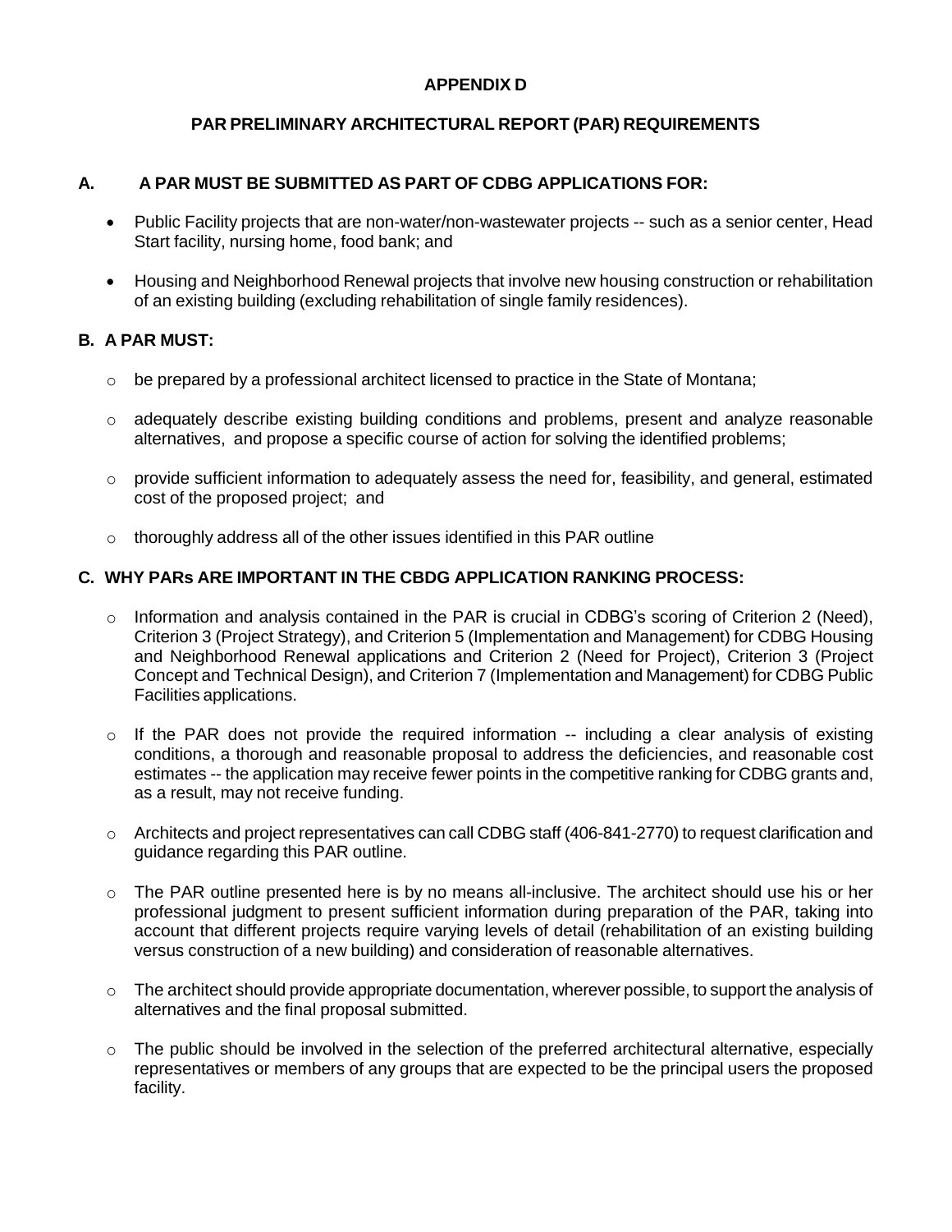**APPENDIX D**

**PAR PRELIMINARY ARCHITECTURAL REPORT (PAR) REQUIREMENTS**

## A. A PAR MUST BE SUBMITTED AS PART OF CDBG APPLICATIONS FOR:

- Public Facility projects that are non-water/non-wastewater projects -- such as a senior center, Head Start facility, nursing home, food bank; and
- Housing and Neighborhood Renewal projects that involve new housing construction or rehabilitation of an existing building (excluding rehabilitation of single family residences).

## B. A PAR MUST:

- be prepared by a professional architect licensed to practice in the State of Montana;
- adequately describe existing building conditions and problems, present and analyze reasonable alternatives, and propose a specific course of action for solving the identified problems;
- provide sufficient information to adequately assess the need for, feasibility, and general, estimated cost of the proposed project; and
- thoroughly address all of the other issues identified in this PAR outline

## C. WHY PARs ARE IMPORTANT IN THE CBDG APPLICATION RANKING PROCESS:

- Information and analysis contained in the PAR is crucial in CDBG's scoring of Criterion 2 (Need), Criterion 3 (Project Strategy), and Criterion 5 (Implementation and Management) for CDBG Housing and Neighborhood Renewal applications and Criterion 2 (Need for Project), Criterion 3 (Project Concept and Technical Design), and Criterion 7 (Implementation and Management) for CDBG Public Facilities applications.
- If the PAR does not provide the required information -- including a clear analysis of existing conditions, a thorough and reasonable proposal to address the deficiencies, and reasonable cost estimates -- the application may receive fewer points in the competitive ranking for CDBG grants and, as a result, may not receive funding.
- Architects and project representatives can call CDBG staff (406-841-2770) to request clarification and guidance regarding this PAR outline.
- The PAR outline presented here is by no means all-inclusive. The architect should use his or her professional judgment to present sufficient information during preparation of the PAR, taking into account that different projects require varying levels of detail (rehabilitation of an existing building versus construction of a new building) and consideration of reasonable alternatives.
- The architect should provide appropriate documentation, wherever possible, to support the analysis of alternatives and the final proposal submitted.
- The public should be involved in the selection of the preferred architectural alternative, especially representatives or members of any groups that are expected to be the principal users the proposed facility.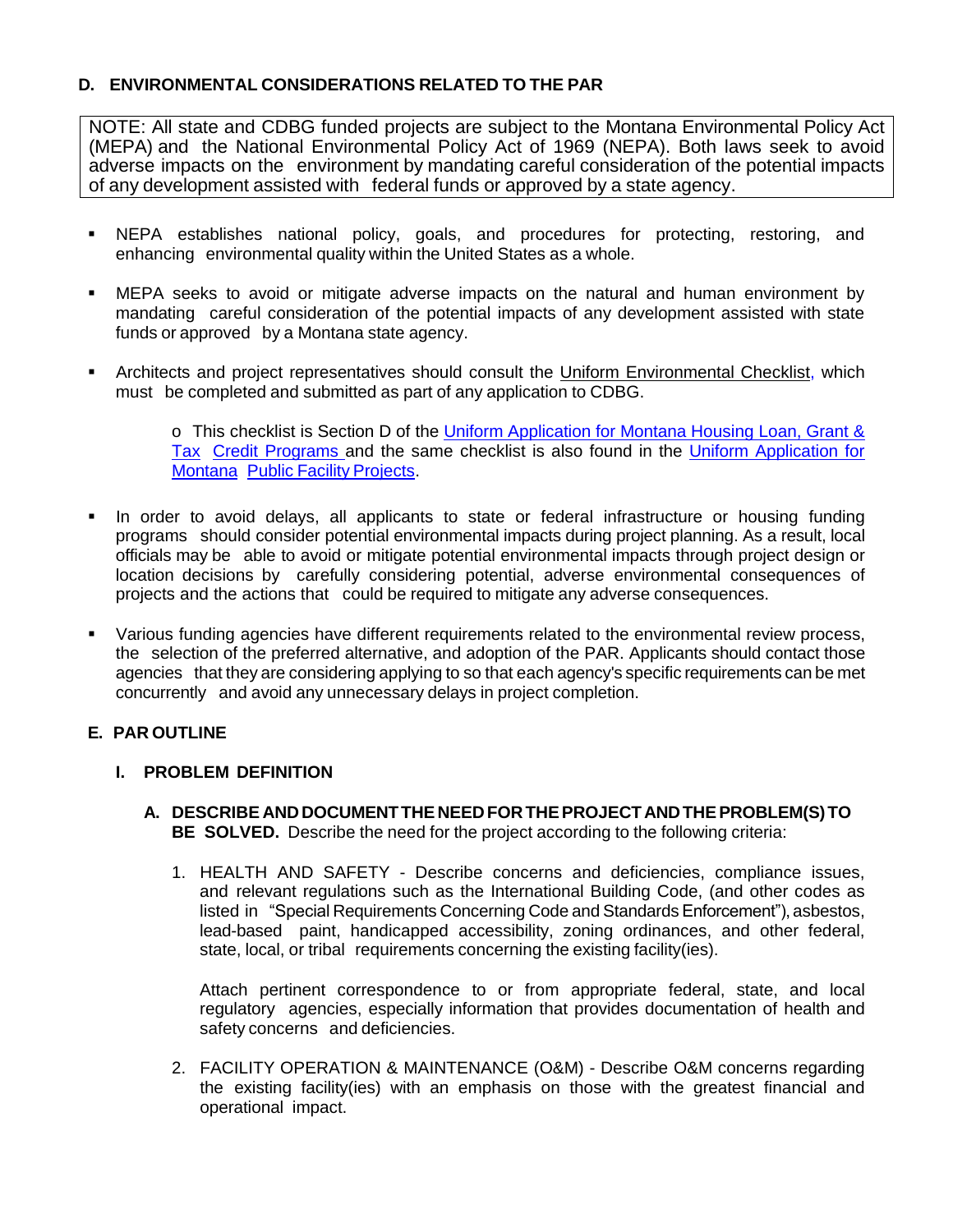## D. ENVIRONMENTAL CONSIDERATIONS RELATED TO THE PAR

NOTE: All state and CDBG funded projects are subject to the Montana Environmental Policy Act (MEPA) and the National Environmental Policy Act of 1969 (NEPA). Both laws seek to avoid adverse impacts on the environment by mandating careful consideration of the potential impacts of any development assisted with federal funds or approved by a state agency.

- NEPA establishes national policy, goals, and procedures for protecting, restoring, and enhancing environmental quality within the United States as a whole.
- MEPA seeks to avoid or mitigate adverse impacts on the natural and human environment by mandating careful consideration of the potential impacts of any development assisted with state funds or approved by a Montana state agency.
- Architects and project representatives should consult the Uniform Environmental Checklist, which must be completed and submitted as part of any application to CDBG.
  - This checklist is Section D of the Uniform Application for Montana Housing Loan, Grant & Tax Credit Programs and the same checklist is also found in the Uniform Application for Montana Public Facility Projects.
- In order to avoid delays, all applicants to state or federal infrastructure or housing funding programs should consider potential environmental impacts during project planning. As a result, local officials may be able to avoid or mitigate potential environmental impacts through project design or location decisions by carefully considering potential, adverse environmental consequences of projects and the actions that could be required to mitigate any adverse consequences.
- Various funding agencies have different requirements related to the environmental review process, the selection of the preferred alternative, and adoption of the PAR. Applicants should contact those agencies that they are considering applying to so that each agency's specific requirements can be met concurrently and avoid any unnecessary delays in project completion.

## E. PAR OUTLINE

### I. PROBLEM DEFINITION

**A. DESCRIBE AND DOCUMENT THE NEED FOR THE PROJECT AND THE PROBLEM(S) TO BE SOLVED.** Describe the need for the project according to the following criteria:

1. HEALTH AND SAFETY - Describe concerns and deficiencies, compliance issues, and relevant regulations such as the International Building Code, (and other codes as listed in "Special Requirements Concerning Code and Standards Enforcement"), asbestos, lead-based paint, handicapped accessibility, zoning ordinances, and other federal, state, local, or tribal requirements concerning the existing facility(ies).

   Attach pertinent correspondence to or from appropriate federal, state, and local regulatory agencies, especially information that provides documentation of health and safety concerns and deficiencies.

2. FACILITY OPERATION & MAINTENANCE (O&M) - Describe O&M concerns regarding the existing facility(ies) with an emphasis on those with the greatest financial and operational impact.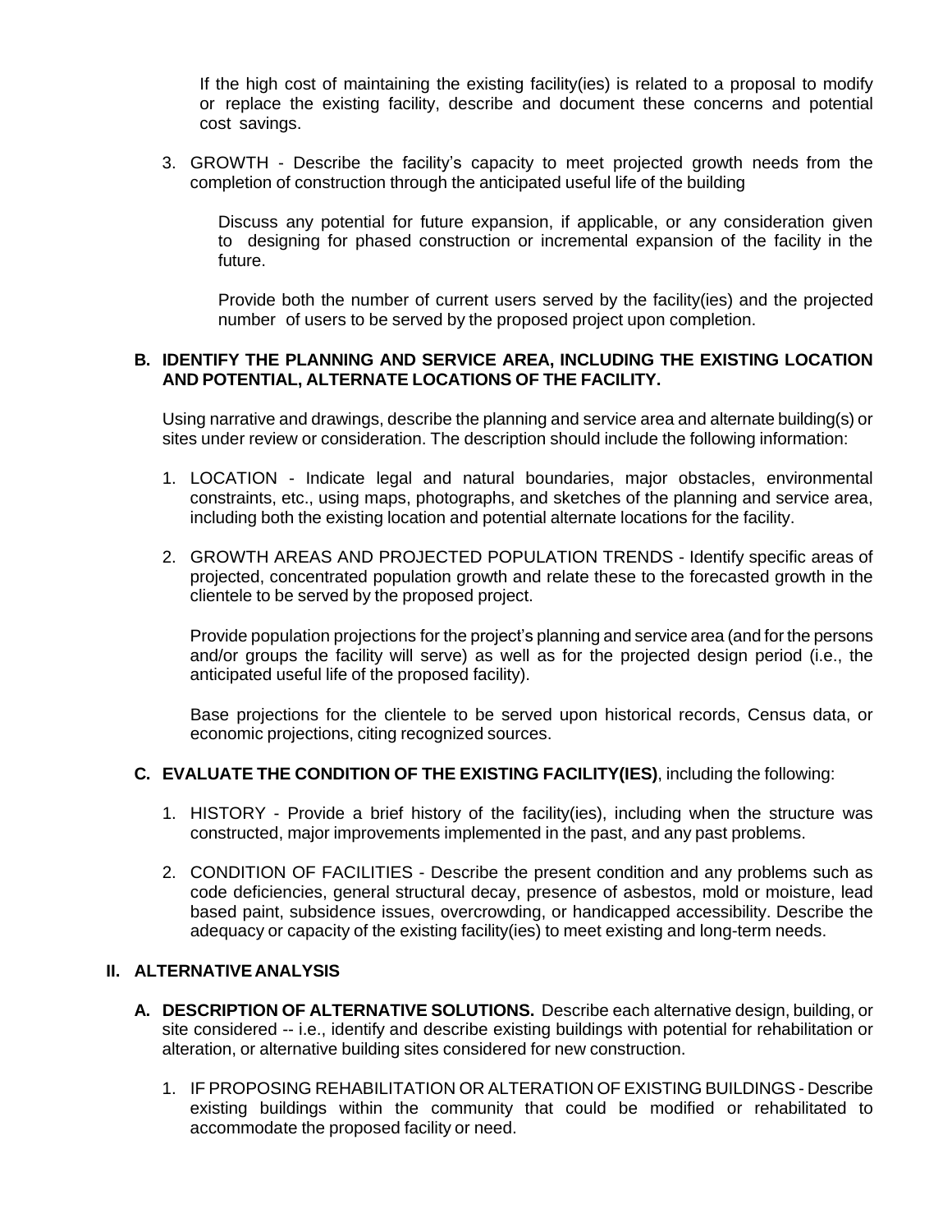If the high cost of maintaining the existing facility(ies) is related to a proposal to modify or replace the existing facility, describe and document these concerns and potential cost savings.

3. GROWTH - Describe the facility's capacity to meet projected growth needs from the completion of construction through the anticipated useful life of the building

   Discuss any potential for future expansion, if applicable, or any consideration given to designing for phased construction or incremental expansion of the facility in the future.

   Provide both the number of current users served by the facility(ies) and the projected number of users to be served by the proposed project upon completion.

**B. IDENTIFY THE PLANNING AND SERVICE AREA, INCLUDING THE EXISTING LOCATION AND POTENTIAL, ALTERNATE LOCATIONS OF THE FACILITY.**

Using narrative and drawings, describe the planning and service area and alternate building(s) or sites under review or consideration. The description should include the following information:

1. LOCATION - Indicate legal and natural boundaries, major obstacles, environmental constraints, etc., using maps, photographs, and sketches of the planning and service area, including both the existing location and potential alternate locations for the facility.

2. GROWTH AREAS AND PROJECTED POPULATION TRENDS - Identify specific areas of projected, concentrated population growth and relate these to the forecasted growth in the clientele to be served by the proposed project.

   Provide population projections for the project's planning and service area (and for the persons and/or groups the facility will serve) as well as for the projected design period (i.e., the anticipated useful life of the proposed facility).

   Base projections for the clientele to be served upon historical records, Census data, or economic projections, citing recognized sources.

**C. EVALUATE THE CONDITION OF THE EXISTING FACILITY(IES)**, including the following:

1. HISTORY - Provide a brief history of the facility(ies), including when the structure was constructed, major improvements implemented in the past, and any past problems.

2. CONDITION OF FACILITIES - Describe the present condition and any problems such as code deficiencies, general structural decay, presence of asbestos, mold or moisture, lead based paint, subsidence issues, overcrowding, or handicapped accessibility. Describe the adequacy or capacity of the existing facility(ies) to meet existing and long-term needs.

## II. ALTERNATIVE ANALYSIS

**A. DESCRIPTION OF ALTERNATIVE SOLUTIONS.** Describe each alternative design, building, or site considered -- i.e., identify and describe existing buildings with potential for rehabilitation or alteration, or alternative building sites considered for new construction.

1. IF PROPOSING REHABILITATION OR ALTERATION OF EXISTING BUILDINGS - Describe existing buildings within the community that could be modified or rehabilitated to accommodate the proposed facility or need.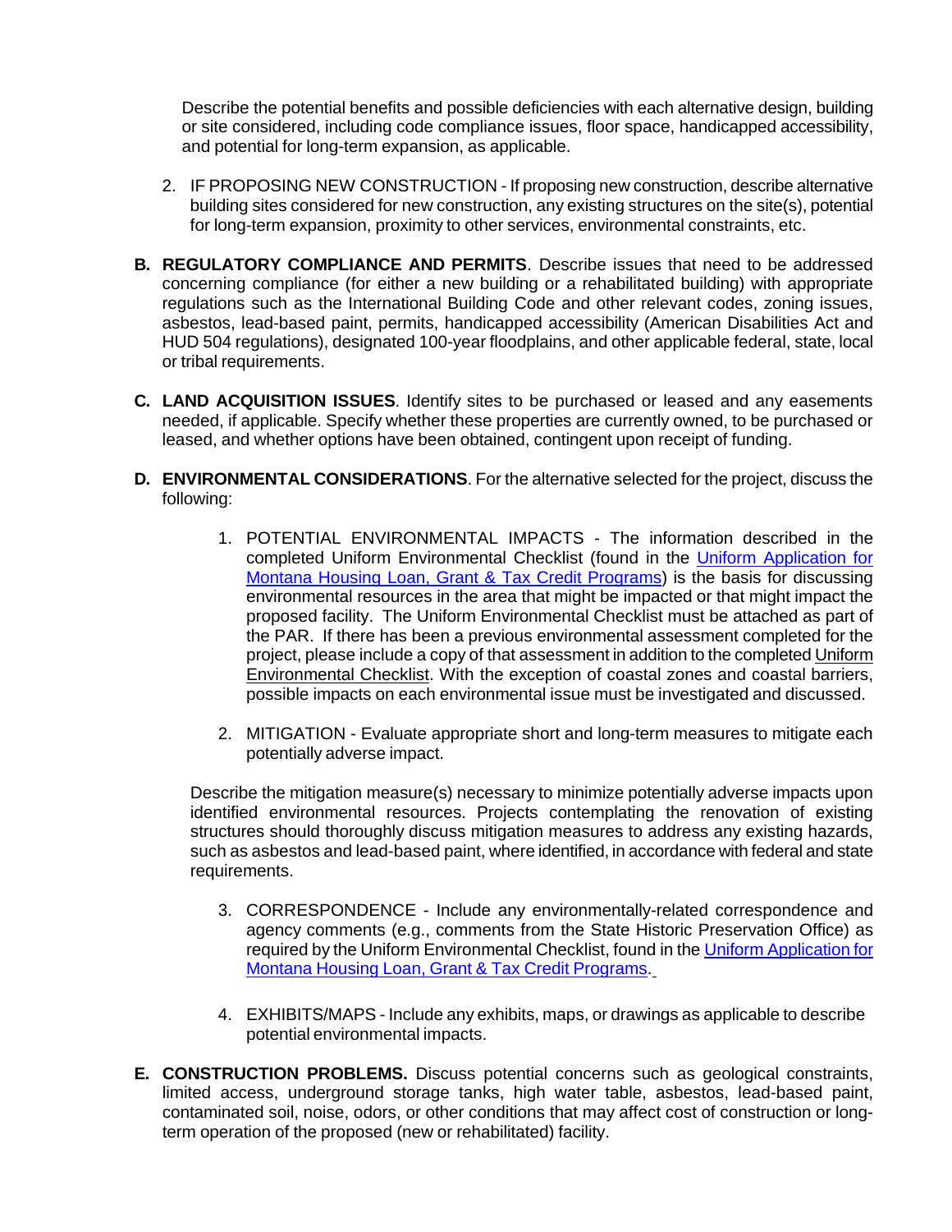Describe the potential benefits and possible deficiencies with each alternative design, building or site considered, including code compliance issues, floor space, handicapped accessibility, and potential for long-term expansion, as applicable.

2. IF PROPOSING NEW CONSTRUCTION - If proposing new construction, describe alternative building sites considered for new construction, any existing structures on the site(s), potential for long-term expansion, proximity to other services, environmental constraints, etc.

**B. REGULATORY COMPLIANCE AND PERMITS**. Describe issues that need to be addressed concerning compliance (for either a new building or a rehabilitated building) with appropriate regulations such as the International Building Code and other relevant codes, zoning issues, asbestos, lead-based paint, permits, handicapped accessibility (American Disabilities Act and HUD 504 regulations), designated 100-year floodplains, and other applicable federal, state, local or tribal requirements.

**C. LAND ACQUISITION ISSUES**. Identify sites to be purchased or leased and any easements needed, if applicable. Specify whether these properties are currently owned, to be purchased or leased, and whether options have been obtained, contingent upon receipt of funding.

**D. ENVIRONMENTAL CONSIDERATIONS**. For the alternative selected for the project, discuss the following:

1. POTENTIAL ENVIRONMENTAL IMPACTS - The information described in the completed Uniform Environmental Checklist (found in the Uniform Application for Montana Housing Loan, Grant & Tax Credit Programs) is the basis for discussing environmental resources in the area that might be impacted or that might impact the proposed facility. The Uniform Environmental Checklist must be attached as part of the PAR. If there has been a previous environmental assessment completed for the project, please include a copy of that assessment in addition to the completed Uniform Environmental Checklist. With the exception of coastal zones and coastal barriers, possible impacts on each environmental issue must be investigated and discussed.

2. MITIGATION - Evaluate appropriate short and long-term measures to mitigate each potentially adverse impact.

Describe the mitigation measure(s) necessary to minimize potentially adverse impacts upon identified environmental resources. Projects contemplating the renovation of existing structures should thoroughly discuss mitigation measures to address any existing hazards, such as asbestos and lead-based paint, where identified, in accordance with federal and state requirements.

3. CORRESPONDENCE - Include any environmentally-related correspondence and agency comments (e.g., comments from the State Historic Preservation Office) as required by the Uniform Environmental Checklist, found in the Uniform Application for Montana Housing Loan, Grant & Tax Credit Programs.

4. EXHIBITS/MAPS - Include any exhibits, maps, or drawings as applicable to describe potential environmental impacts.

**E. CONSTRUCTION PROBLEMS.** Discuss potential concerns such as geological constraints, limited access, underground storage tanks, high water table, asbestos, lead-based paint, contaminated soil, noise, odors, or other conditions that may affect cost of construction or long-term operation of the proposed (new or rehabilitated) facility.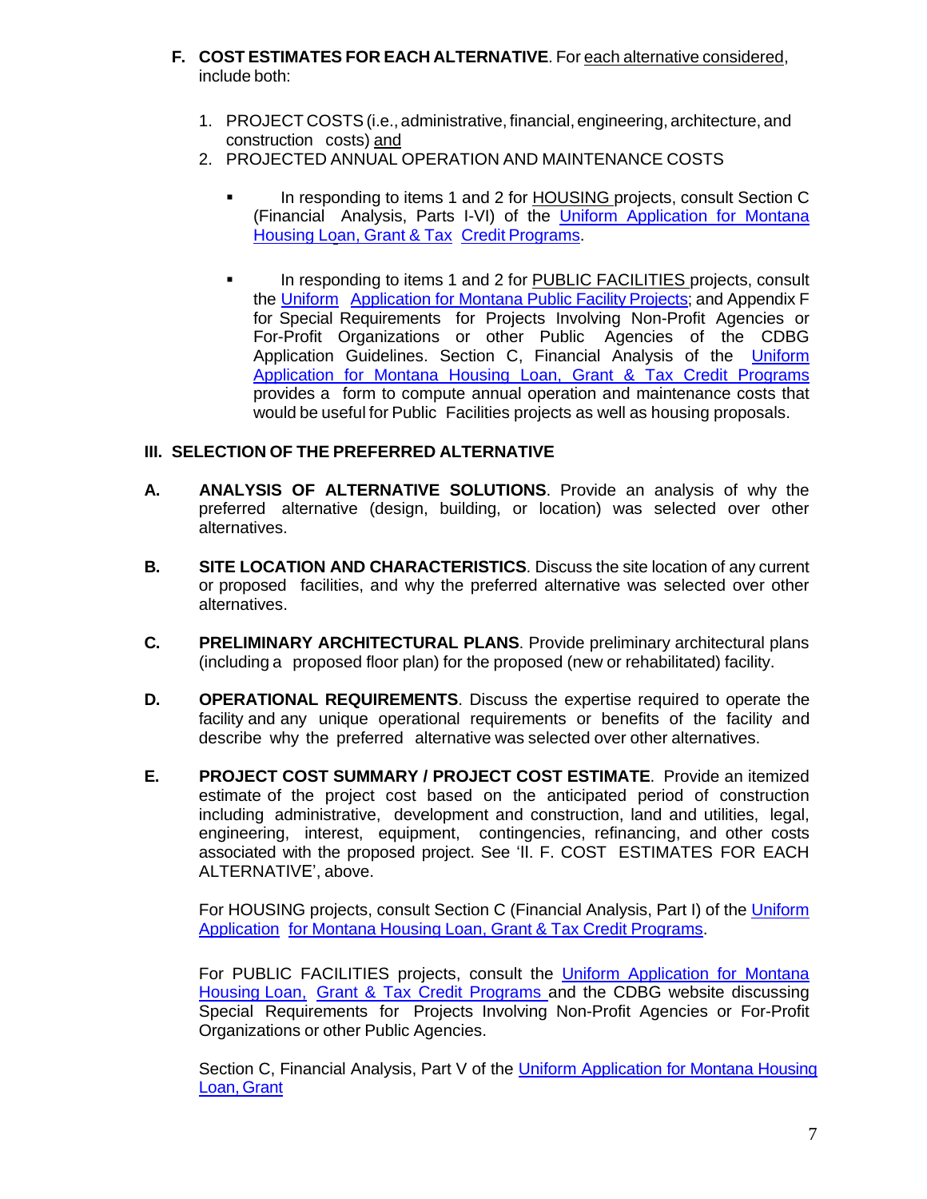**F. COST ESTIMATES FOR EACH ALTERNATIVE**. For each alternative considered, include both:

1. PROJECT COSTS (i.e., administrative, financial, engineering, architecture, and construction costs) and
2. PROJECTED ANNUAL OPERATION AND MAINTENANCE COSTS

   - In responding to items 1 and 2 for HOUSING projects, consult Section C (Financial Analysis, Parts I-VI) of the Uniform Application for Montana Housing Loan, Grant & Tax Credit Programs.

   - In responding to items 1 and 2 for PUBLIC FACILITIES projects, consult the Uniform Application for Montana Public Facility Projects; and Appendix F for Special Requirements for Projects Involving Non-Profit Agencies or For-Profit Organizations or other Public Agencies of the CDBG Application Guidelines. Section C, Financial Analysis of the Uniform Application for Montana Housing Loan, Grant & Tax Credit Programs provides a form to compute annual operation and maintenance costs that would be useful for Public Facilities projects as well as housing proposals.

## III. SELECTION OF THE PREFERRED ALTERNATIVE

**A. ANALYSIS OF ALTERNATIVE SOLUTIONS**. Provide an analysis of why the preferred alternative (design, building, or location) was selected over other alternatives.

**B. SITE LOCATION AND CHARACTERISTICS**. Discuss the site location of any current or proposed facilities, and why the preferred alternative was selected over other alternatives.

**C. PRELIMINARY ARCHITECTURAL PLANS**. Provide preliminary architectural plans (including a proposed floor plan) for the proposed (new or rehabilitated) facility.

**D. OPERATIONAL REQUIREMENTS**. Discuss the expertise required to operate the facility and any unique operational requirements or benefits of the facility and describe why the preferred alternative was selected over other alternatives.

**E. PROJECT COST SUMMARY / PROJECT COST ESTIMATE**. Provide an itemized estimate of the project cost based on the anticipated period of construction including administrative, development and construction, land and utilities, legal, engineering, interest, equipment, contingencies, refinancing, and other costs associated with the proposed project. See 'II. F. COST ESTIMATES FOR EACH ALTERNATIVE', above.

For HOUSING projects, consult Section C (Financial Analysis, Part I) of the Uniform Application for Montana Housing Loan, Grant & Tax Credit Programs.

For PUBLIC FACILITIES projects, consult the Uniform Application for Montana Housing Loan, Grant & Tax Credit Programs and the CDBG website discussing Special Requirements for Projects Involving Non-Profit Agencies or For-Profit Organizations or other Public Agencies.

Section C, Financial Analysis, Part V of the Uniform Application for Montana Housing Loan, Grant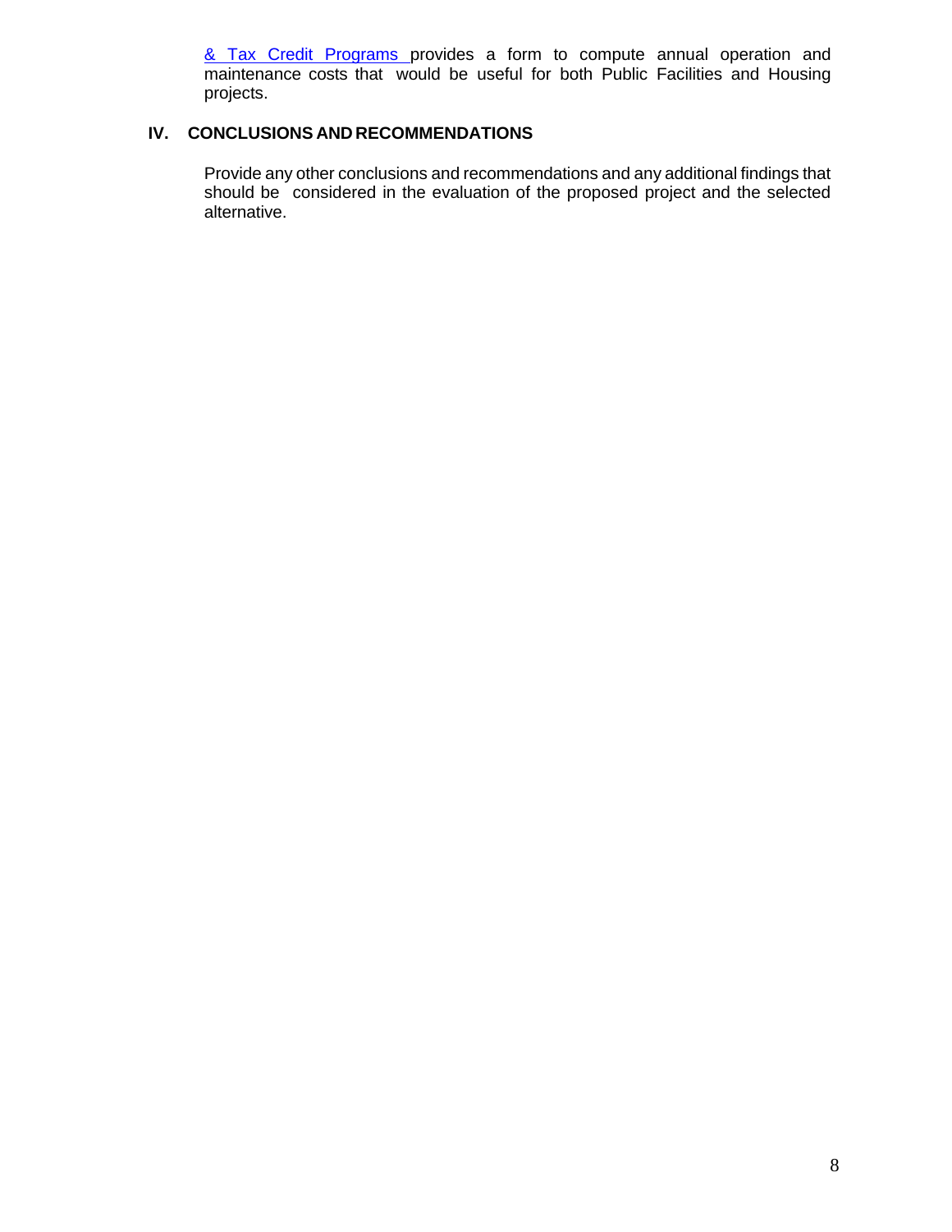[& Tax Credit Programs ]provides a form to compute annual operation and maintenance costs that would be useful for both Public Facilities and Housing projects.

## IV. CONCLUSIONS AND RECOMMENDATIONS

Provide any other conclusions and recommendations and any additional findings that should be considered in the evaluation of the proposed project and the selected alternative.